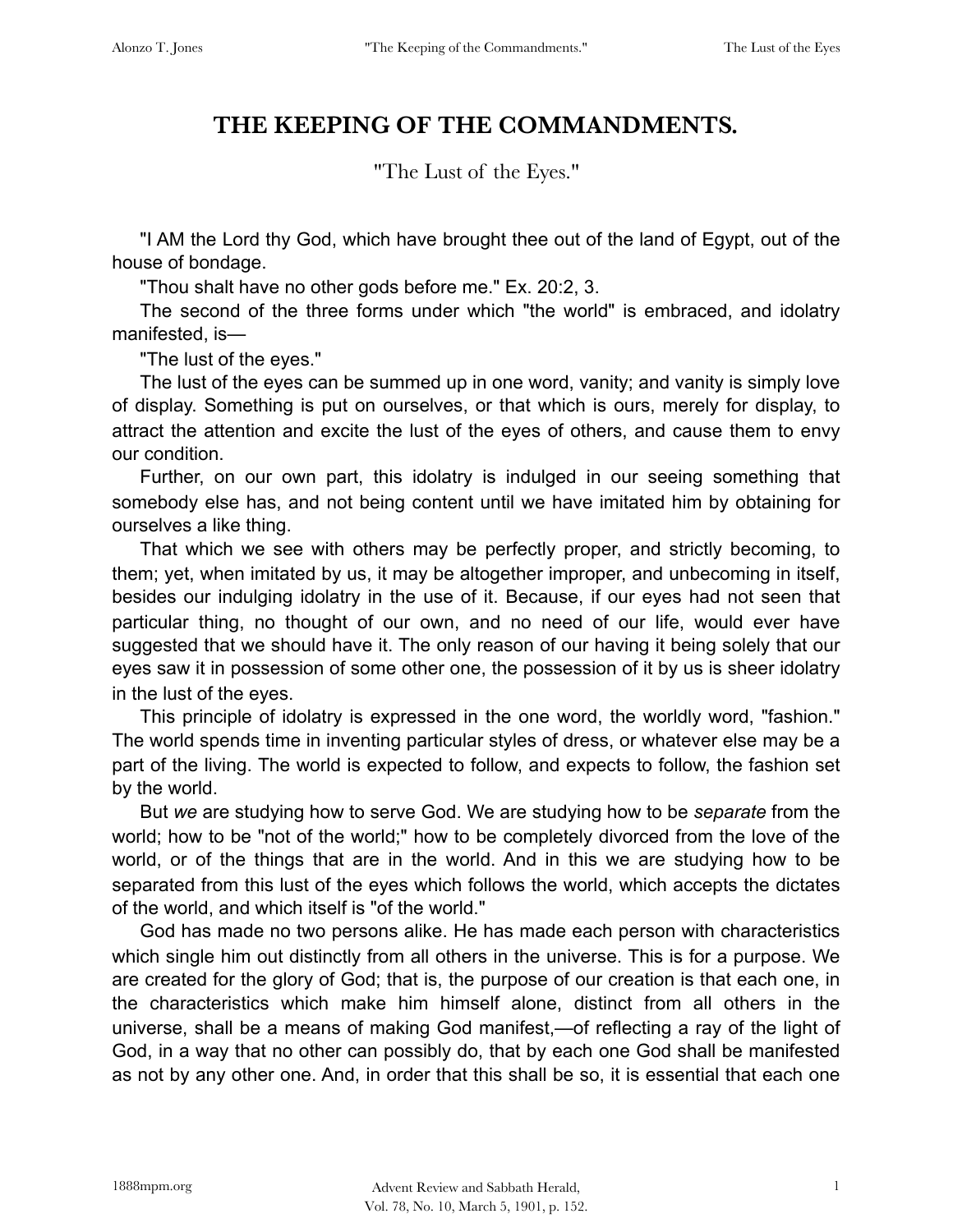# THE KEEPING OF THE COMMANDMENTS.

## "The Lust of the Eyes."

"I AM the Lord thy God, which have brought thee out of the land of Egypt, out of the house of bondage.

"Thou shalt have no other gods before me." Ex. 20:2, 3.

The second of the three forms under which "the world" is embraced, and idolatry manifested, is—

"The lust of the eyes."

The lust of the eyes can be summed up in one word, vanity; and vanity is simply love of display. Something is put on ourselves, or that which is ours, merely for display, to attract the attention and excite the lust of the eyes of others, and cause them to envy our condition.

Further, on our own part, this idolatry is indulged in our seeing something that somebody else has, and not being content until we have imitated him by obtaining for ourselves a like thing.

That which we see with others may be perfectly proper, and strictly becoming, to them; yet, when imitated by us, it may be altogether improper, and unbecoming in itself, besides our indulging idolatry in the use of it. Because, if our eyes had not seen that particular thing, no thought of our own, and no need of our life, would ever have suggested that we should have it. The only reason of our having it being solely that our eyes saw it in possession of some other one, the possession of it by us is sheer idolatry in the lust of the eyes.

This principle of idolatry is expressed in the one word, the worldly word, "fashion." The world spends time in inventing particular styles of dress, or whatever else may be a part of the living. The world is expected to follow, and expects to follow, the fashion set by the world.

But *we* are studying how to serve God. We are studying how to be *separate* from the world; how to be "not of the world;" how to be completely divorced from the love of the world, or of the things that are in the world. And in this we are studying how to be separated from this lust of the eyes which follows the world, which accepts the dictates of the world, and which itself is "of the world."

God has made no two persons alike. He has made each person with characteristics which single him out distinctly from all others in the universe. This is for a purpose. We are created for the glory of God; that is, the purpose of our creation is that each one, in the characteristics which make him himself alone, distinct from all others in the universe, shall be a means of making God manifest,—of reflecting a ray of the light of God, in a way that no other can possibly do, that by each one God shall be manifested as not by any other one. And, in order that this shall be so, it is essential that each one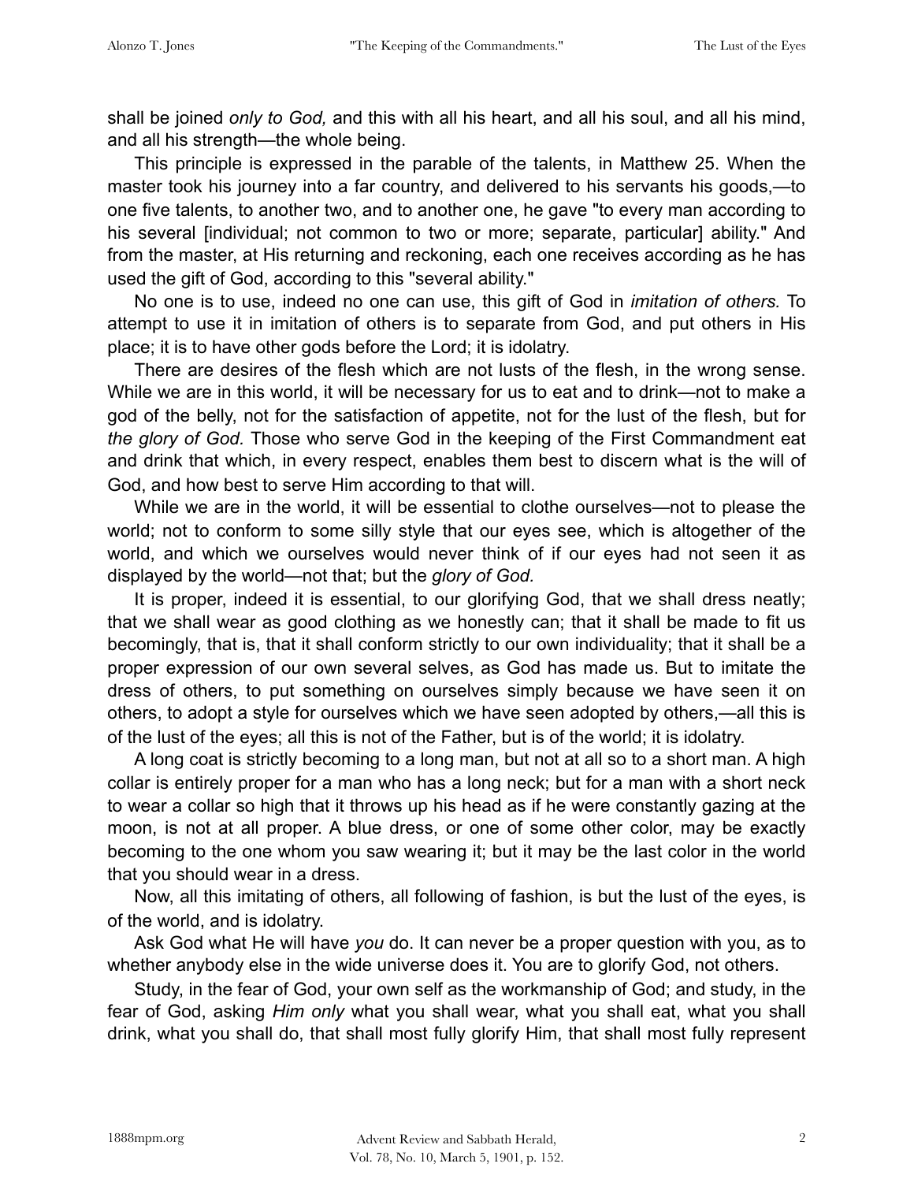shall be joined *only to God,* and this with all his heart, and all his soul, and all his mind, and all his strength—the whole being.

This principle is expressed in the parable of the talents, in Matthew 25. When the master took his journey into a far country, and delivered to his servants his goods,—to one five talents, to another two, and to another one, he gave "to every man according to his several [individual; not common to two or more; separate, particular] ability." And from the master, at His returning and reckoning, each one receives according as he has used the gift of God, according to this "several ability."

No one is to use, indeed no one can use, this gift of God in *imitation of others.* To attempt to use it in imitation of others is to separate from God, and put others in His place; it is to have other gods before the Lord; it is idolatry.

There are desires of the flesh which are not lusts of the flesh, in the wrong sense. While we are in this world, it will be necessary for us to eat and to drink—not to make a god of the belly, not for the satisfaction of appetite, not for the lust of the flesh, but for *the glory of God.* Those who serve God in the keeping of the First Commandment eat and drink that which, in every respect, enables them best to discern what is the will of God, and how best to serve Him according to that will.

While we are in the world, it will be essential to clothe ourselves—not to please the world; not to conform to some silly style that our eyes see, which is altogether of the world, and which we ourselves would never think of if our eyes had not seen it as displayed by the world—not that; but the *glory of God.*

It is proper, indeed it is essential, to our glorifying God, that we shall dress neatly; that we shall wear as good clothing as we honestly can; that it shall be made to fit us becomingly, that is, that it shall conform strictly to our own individuality; that it shall be a proper expression of our own several selves, as God has made us. But to imitate the dress of others, to put something on ourselves simply because we have seen it on others, to adopt a style for ourselves which we have seen adopted by others,—all this is of the lust of the eyes; all this is not of the Father, but is of the world; it is idolatry.

A long coat is strictly becoming to a long man, but not at all so to a short man. A high collar is entirely proper for a man who has a long neck; but for a man with a short neck to wear a collar so high that it throws up his head as if he were constantly gazing at the moon, is not at all proper. A blue dress, or one of some other color, may be exactly becoming to the one whom you saw wearing it; but it may be the last color in the world that you should wear in a dress.

Now, all this imitating of others, all following of fashion, is but the lust of the eyes, is of the world, and is idolatry.

Ask God what He will have *you* do. It can never be a proper question with you, as to whether anybody else in the wide universe does it. You are to glorify God, not others.

Study, in the fear of God, your own self as the workmanship of God; and study, in the fear of God, asking *Him only* what you shall wear, what you shall eat, what you shall drink, what you shall do, that shall most fully glorify Him, that shall most fully represent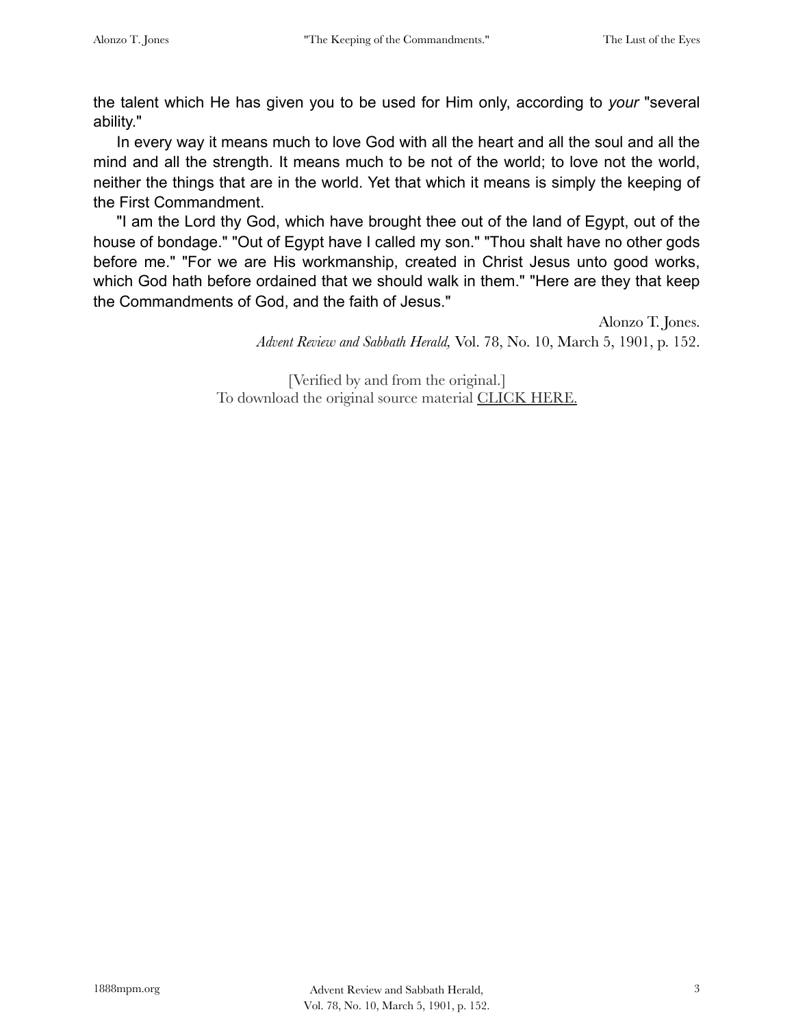the talent which He has given you to be used for Him only, according to *your* "several ability."

In every way it means much to love God with all the heart and all the soul and all the mind and all the strength. It means much to be not of the world; to love not the world, neither the things that are in the world. Yet that which it means is simply the keeping of the First Commandment.

"I am the Lord thy God, which have brought thee out of the land of Egypt, out of the house of bondage." "Out of Egypt have I called my son." "Thou shalt have no other gods before me." "For we are His workmanship, created in Christ Jesus unto good works, which God hath before ordained that we should walk in them." "Here are they that keep the Commandments of God, and the faith of Jesus."

Alonzo T. Jones.
*Advent Review and Sabbath Herald,* Vol. 78, No. 10, March 5, 1901, p. 152.

[Verified by and from the original.]
To download the original source material CLICK HERE.